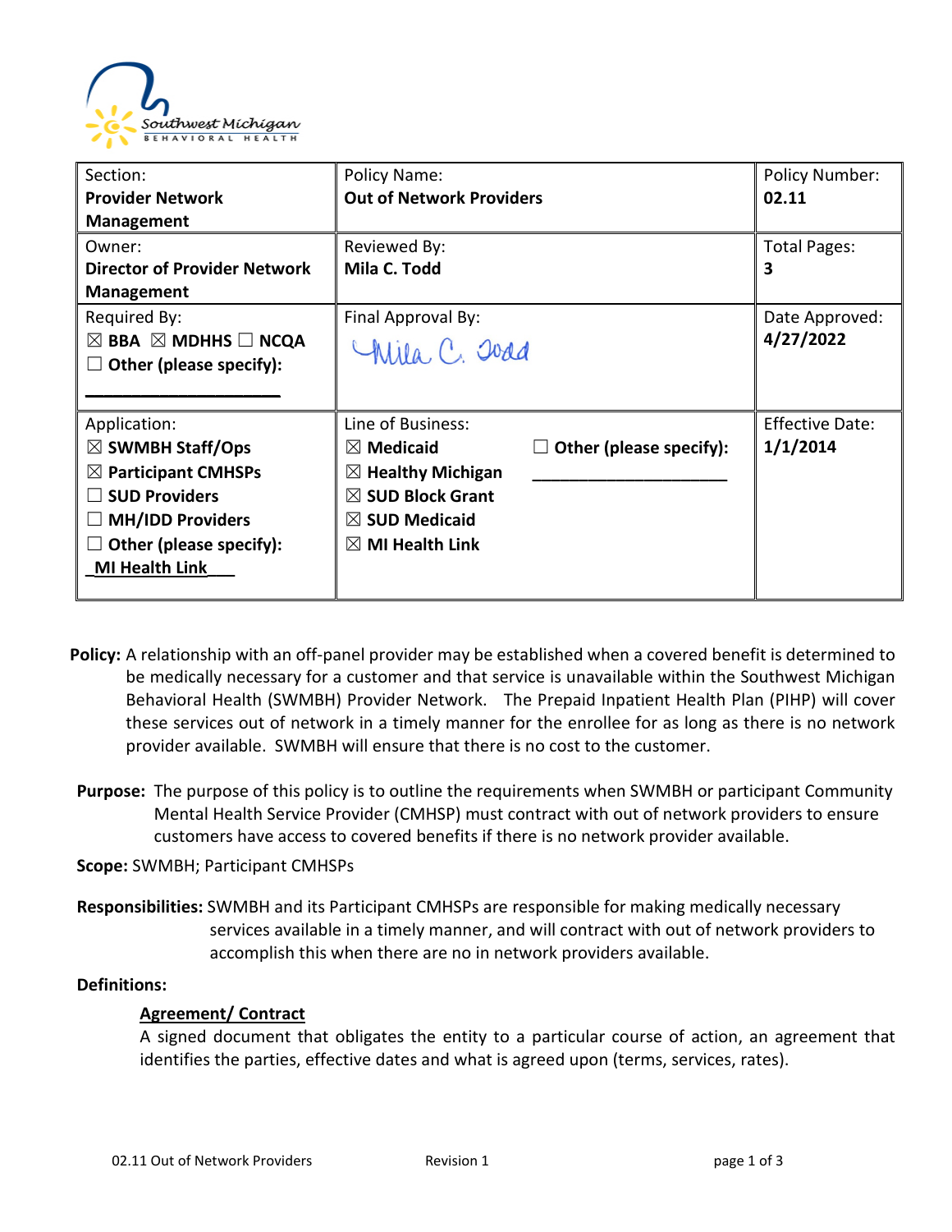| Section: **Provider Network Management** | Policy Name: **Out of Network Providers** | Policy Number: **02.11** |
|---|---|---|
| Owner: **Director of Provider Network Management** | Reviewed By: **Mila C. Todd** | Total Pages: **3** |
| Required By: ☒ **BBA** ☒ **MDHHS** ☐ **NCQA** ☐ **Other (please specify):** ____________________ | Final Approval By: Mila C. Todd | Date Approved: **4/27/2022** |
| Application: ☒ **SWMBH Staff/Ops** ☒ **Participant CMHSPs** ☐ **SUD Providers** ☐ **MH/IDD Providers** ☐ **Other (please specify):** _MI Health Link___ | Line of Business: ☒ **Medicaid** ☒ **Healthy Michigan** ☒ **SUD Block Grant** ☒ **SUD Medicaid** ☒ **MI Health Link** ☐ **Other (please specify):** ____________________ | Effective Date: **1/1/2014** |

**Policy:** A relationship with an off-panel provider may be established when a covered benefit is determined to be medically necessary for a customer and that service is unavailable within the Southwest Michigan Behavioral Health (SWMBH) Provider Network. The Prepaid Inpatient Health Plan (PIHP) will cover these services out of network in a timely manner for the enrollee for as long as there is no network provider available. SWMBH will ensure that there is no cost to the customer.

**Purpose:** The purpose of this policy is to outline the requirements when SWMBH or participant Community Mental Health Service Provider (CMHSP) must contract with out of network providers to ensure customers have access to covered benefits if there is no network provider available.

**Scope:** SWMBH; Participant CMHSPs

**Responsibilities:** SWMBH and its Participant CMHSPs are responsible for making medically necessary services available in a timely manner, and will contract with out of network providers to accomplish this when there are no in network providers available.

**Definitions:**

**Agreement/ Contract**

A signed document that obligates the entity to a particular course of action, an agreement that identifies the parties, effective dates and what is agreed upon (terms, services, rates).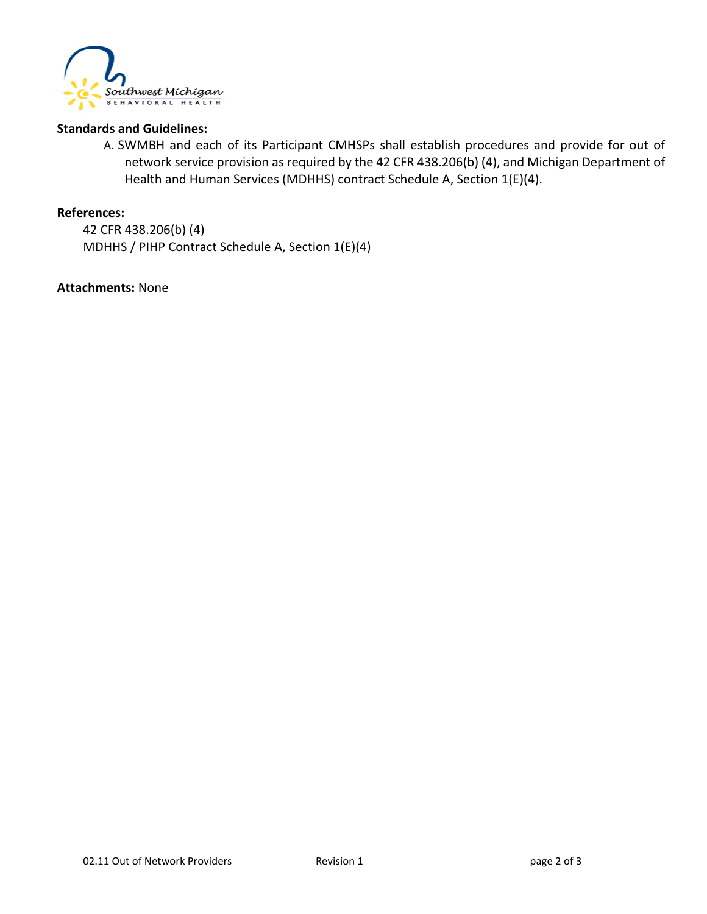**Standards and Guidelines:**

A. SWMBH and each of its Participant CMHSPs shall establish procedures and provide for out of network service provision as required by the 42 CFR 438.206(b) (4), and Michigan Department of Health and Human Services (MDHHS) contract Schedule A, Section 1(E)(4).

**References:**

42 CFR 438.206(b) (4)
MDHHS / PIHP Contract Schedule A, Section 1(E)(4)

**Attachments:** None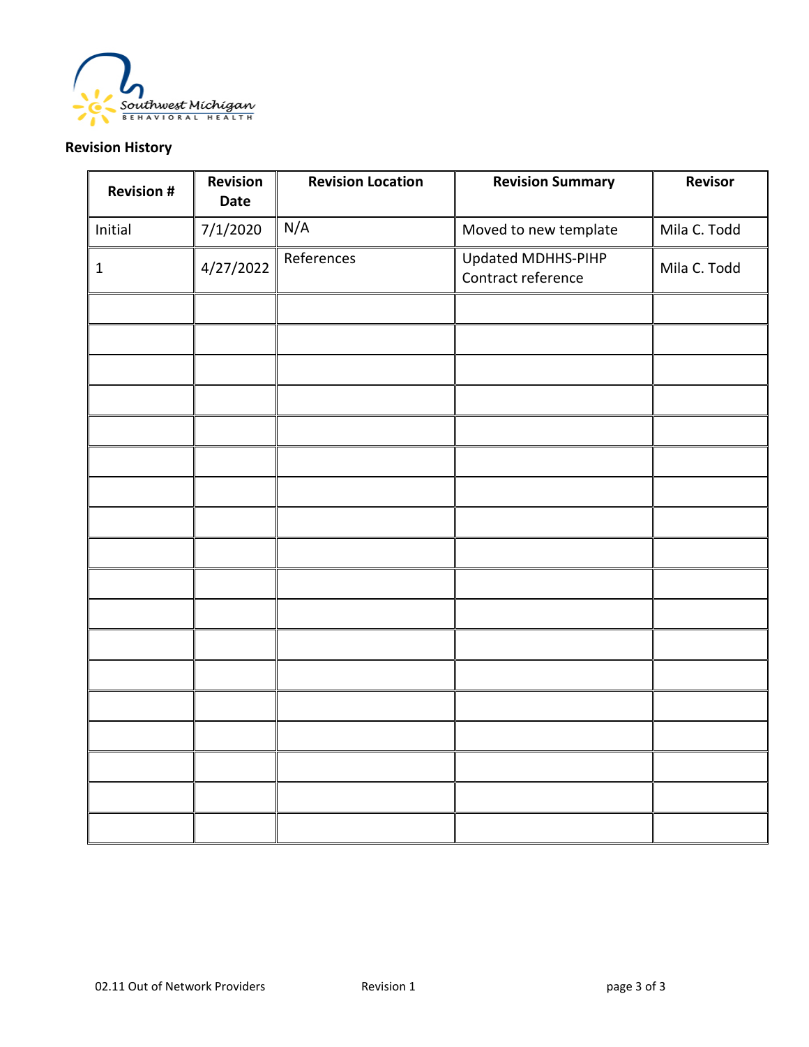**Revision History**

| Revision # | Revision Date | Revision Location | Revision Summary | Revisor |
|---|---|---|---|---|
| Initial | 7/1/2020 | N/A | Moved to new template | Mila C. Todd |
| 1 | 4/27/2022 | References | Updated MDHHS-PIHP Contract reference | Mila C. Todd |
| | | | | |
| | | | | |
| | | | | |
| | | | | |
| | | | | |
| | | | | |
| | | | | |
| | | | | |
| | | | | |
| | | | | |
| | | | | |
| | | | | |
| | | | | |
| | | | | |
| | | | | |
| | | | | |
| | | | | |
| | | | | |